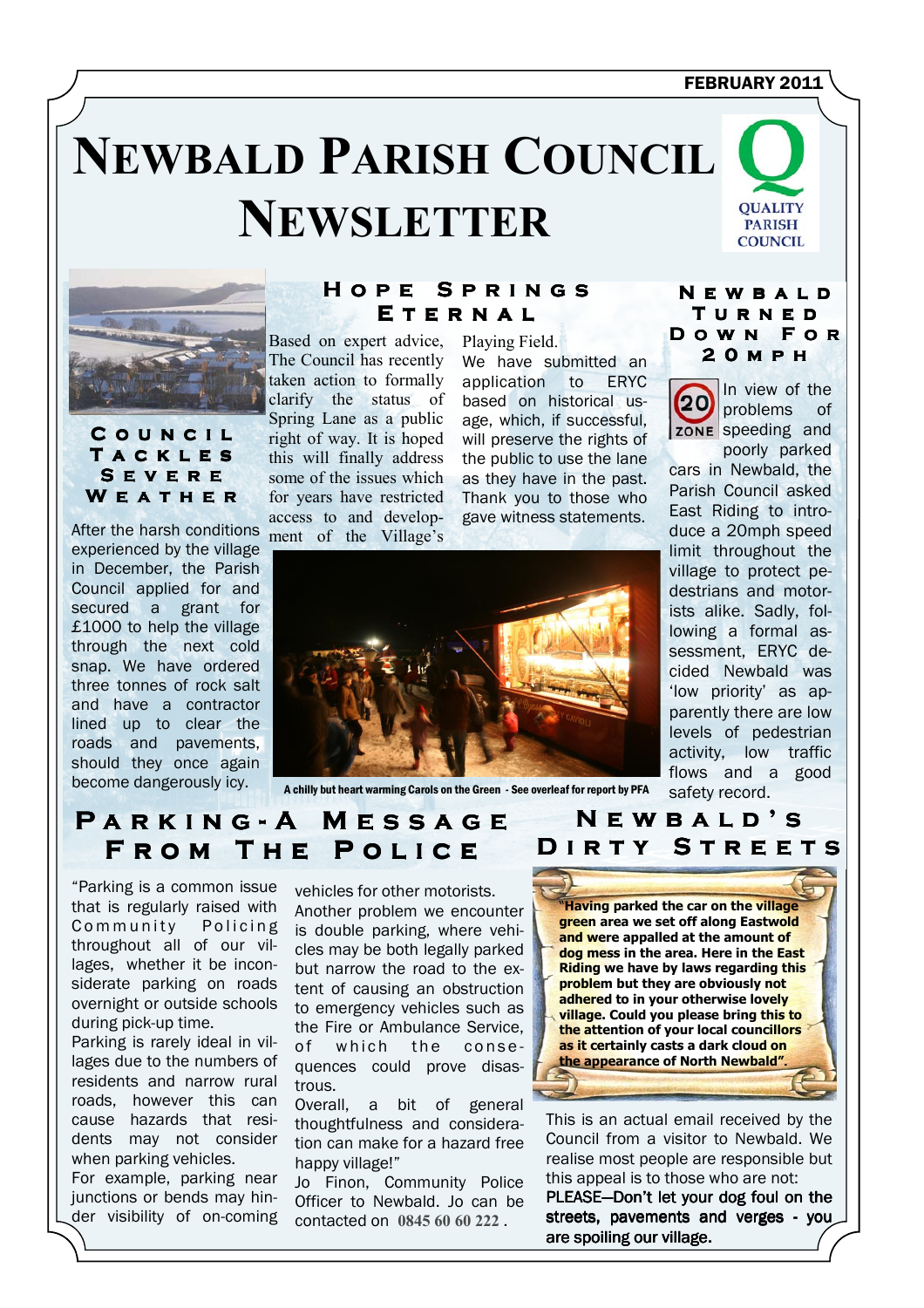FEBRUARY 2011

# Newbald Parish Council Newsletter

QUALITY PARISH COUNCIL

## Council Tackles Severe Weather

After the harsh conditions experienced by the village in December, the Parish Council applied for and secured a grant for £1000 to help the village through the next cold snap. We have ordered three tonnes of rock salt and have a contractor lined up to clear the roads and pavements, should they once again become dangerously icy.

## Hope Springs Eternal

Based on expert advice, The Council has recently taken action to formally clarify the status of Spring Lane as a public right of way. It is hoped this will finally address some of the issues which for years have restricted access to and development of the Village's Playing Field.

We have submitted an application to ERYC based on historical usage, which, if successful, will preserve the rights of the public to use the lane as they have in the past. Thank you to those who gave witness statements.

A chilly but heart warming Carols on the Green - See overleaf for report by PFA

## Newbald Turned Down For 20mph

20 ZONE

In view of the problems of speeding and poorly parked cars in Newbald, the Parish Council asked East Riding to introduce a 20mph speed limit throughout the village to protect pedestrians and motorists alike. Sadly, following a formal assessment, ERYC decided Newbald was 'low priority' as apparently there are low levels of pedestrian activity, low traffic flows and a good safety record.

## Parking-A Message From The Police

"Parking is a common issue that is regularly raised with Community Policing throughout all of our villages, whether it be inconsiderate parking on roads overnight or outside schools during pick-up time.

Parking is rarely ideal in villages due to the numbers of residents and narrow rural roads, however this can cause hazards that residents may not consider when parking vehicles.

For example, parking near junctions or bends may hinder visibility of on-coming vehicles for other motorists.

Another problem we encounter is double parking, where vehicles may be both legally parked but narrow the road to the extent of causing an obstruction to emergency vehicles such as the Fire or Ambulance Service, of which the consequences could prove disastrous.

Overall, a bit of general thoughtfulness and consideration can make for a hazard free happy village!"

Jo Finon, Community Police Officer to Newbald. Jo can be contacted on 0845 60 60 222 .

## Newbald's Dirty Streets

**"Having parked the car on the village green area we set off along Eastwold and were appalled at the amount of dog mess in the area. Here in the East Riding we have by laws regarding this problem but they are obviously not adhered to in your otherwise lovely village. Could you please bring this to the attention of your local councillors as it certainly casts a dark cloud on the appearance of North Newbald".**

This is an actual email received by the Council from a visitor to Newbald. We realise most people are responsible but this appeal is to those who are not:

PLEASE—Don't let your dog foul on the streets, pavements and verges - you are spoiling our village.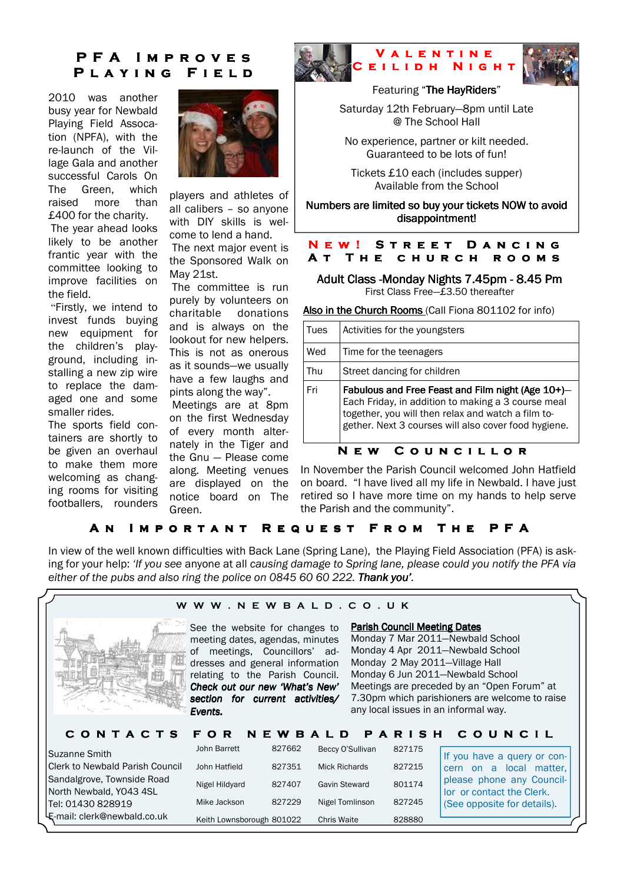## PFA Improves Playing Field

2010 was another busy year for Newbald Playing Field Association (NPFA), with the re-launch of the Village Gala and another successful Carols On The Green, which raised more than £400 for the charity.

The year ahead looks likely to be another frantic year with the committee looking to improve facilities on the field.

"Firstly, we intend to invest funds buying new equipment for the children's playground, including installing a new zip wire to replace the damaged one and some smaller rides.

The sports field containers are shortly to be given an overhaul to make them more welcoming as changing rooms for visiting footballers, rounders players and athletes of all calibers – so anyone with DIY skills is welcome to lend a hand.

The next major event is the Sponsored Walk on May 21st.

The committee is run purely by volunteers on charitable donations and is always on the lookout for new helpers. This is not as onerous as it sounds—we usually have a few laughs and pints along the way".

Meetings are at 8pm on the first Wednesday of every month alternately in the Tiger and the Gnu — Please come along. Meeting venues are displayed on the notice board on The Green.

## Valentine Ceilidh Night

Featuring "**The HayRiders**"

Saturday 12th February—8pm until Late
@ The School Hall

No experience, partner or kilt needed.
Guaranteed to be lots of fun!

Tickets £10 each (includes supper)
Available from the School

Numbers are limited so buy your tickets NOW to avoid disappointment!

## New! Street Dancing at the Church Rooms

**Adult Class -Monday Nights 7.45pm - 8.45 Pm**
First Class Free—£3.50 thereafter

Also in the Church Rooms (Call Fiona 801102 for info)

| | |
|---|---|
| Tues | Activities for the youngsters |
| Wed | Time for the teenagers |
| Thu | Street dancing for children |
| Fri | **Fabulous and Free Feast and Film night (Age 10+)**—Each Friday, in addition to making a 3 course meal together, you will then relax and watch a film together. Next 3 courses will also cover food hygiene. |

## New Councillor

In November the Parish Council welcomed John Hatfield on board. "I have lived all my life in Newbald. I have just retired so I have more time on my hands to help serve the Parish and the community".

## An Important Request From The PFA

In view of the well known difficulties with Back Lane (Spring Lane), the Playing Field Association (PFA) is asking for your help: *'If you see* anyone at all *causing damage to Spring lane, please could you notify the PFA via either of the pubs and also ring the police on 0845 60 60 222. **Thank you'.***

## www.newbald.co.uk

See the website for changes to meeting dates, agendas, minutes of meetings, Councillors' addresses and general information relating to the Parish Council. ***Check out our new 'What's New' section for current activities/ Events.***

**Parish Council Meeting Dates**
Monday 7 Mar 2011—Newbald School
Monday 4 Apr 2011—Newbald School
Monday 2 May 2011—Village Hall
Monday 6 Jun 2011—Newbald School
Meetings are preceded by an "Open Forum" at 7.30pm which parishioners are welcome to raise any local issues in an informal way.

## Contacts for Newbald Parish Council

Suzanne Smith
Clerk to Newbald Parish Council
Sandalgrove, Townside Road
North Newbald, YO43 4SL
Tel: 01430 828919
E-mail: clerk@newbald.co.uk

| | | | |
|---|---|---|---|
| John Barrett | 827662 | Beccy O'Sullivan | 827175 |
| John Hatfield | 827351 | Mick Richards | 827215 |
| Nigel Hildyard | 827407 | Gavin Steward | 801174 |
| Mike Jackson | 827229 | Nigel Tomlinson | 827245 |
| Keith Lownsborough | 801022 | Chris Waite | 828880 |

If you have a query or concern on a local matter, please phone any Councillor or contact the Clerk. (See opposite for details).